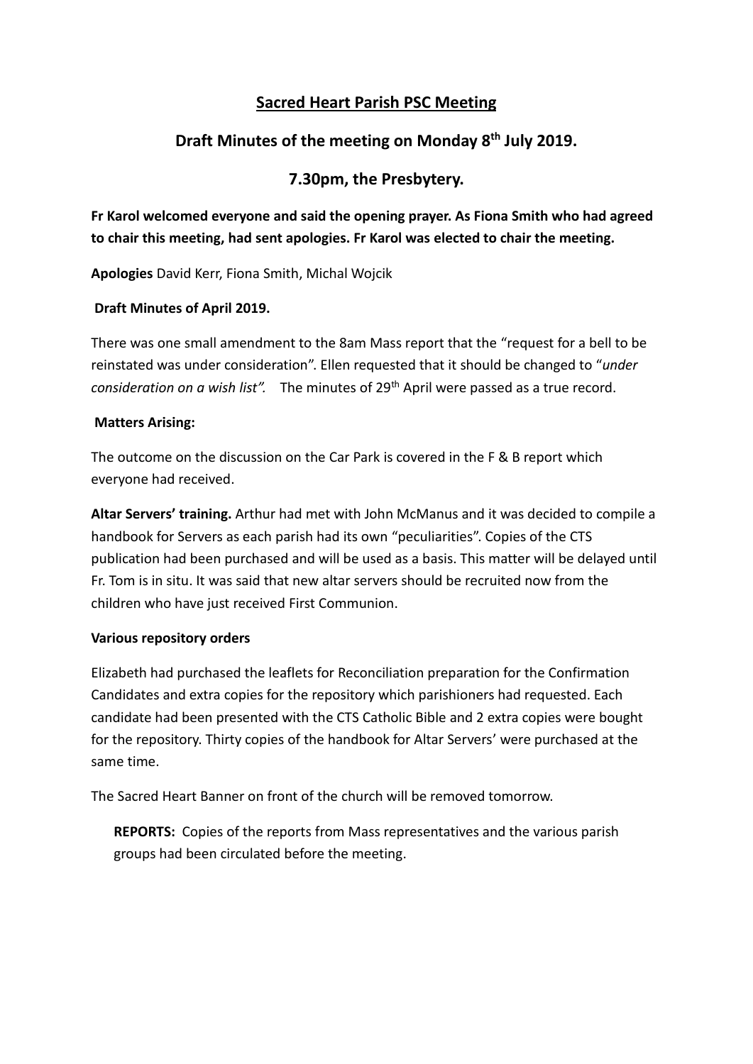# Sacred Heart Parish PSC Meeting

## Draft Minutes of the meeting on Monday 8th July 2019.

## 7.30pm, the Presbytery.

**Fr Karol welcomed everyone and said the opening prayer. As Fiona Smith who had agreed to chair this meeting, had sent apologies. Fr Karol was elected to chair the meeting.**

**Apologies** David Kerr, Fiona Smith, Michal Wojcik

**Draft Minutes of April 2019.**

There was one small amendment to the 8am Mass report that the "request for a bell to be reinstated was under consideration". Ellen requested that it should be changed to "*under consideration on a wish list".* The minutes of 29th April were passed as a true record.

**Matters Arising:**

The outcome on the discussion on the Car Park is covered in the F & B report which everyone had received.

**Altar Servers' training.** Arthur had met with John McManus and it was decided to compile a handbook for Servers as each parish had its own "peculiarities". Copies of the CTS publication had been purchased and will be used as a basis. This matter will be delayed until Fr. Tom is in situ. It was said that new altar servers should be recruited now from the children who have just received First Communion.

**Various repository orders**

Elizabeth had purchased the leaflets for Reconciliation preparation for the Confirmation Candidates and extra copies for the repository which parishioners had requested. Each candidate had been presented with the CTS Catholic Bible and 2 extra copies were bought for the repository. Thirty copies of the handbook for Altar Servers' were purchased at the same time.

The Sacred Heart Banner on front of the church will be removed tomorrow.

**REPORTS:** Copies of the reports from Mass representatives and the various parish groups had been circulated before the meeting.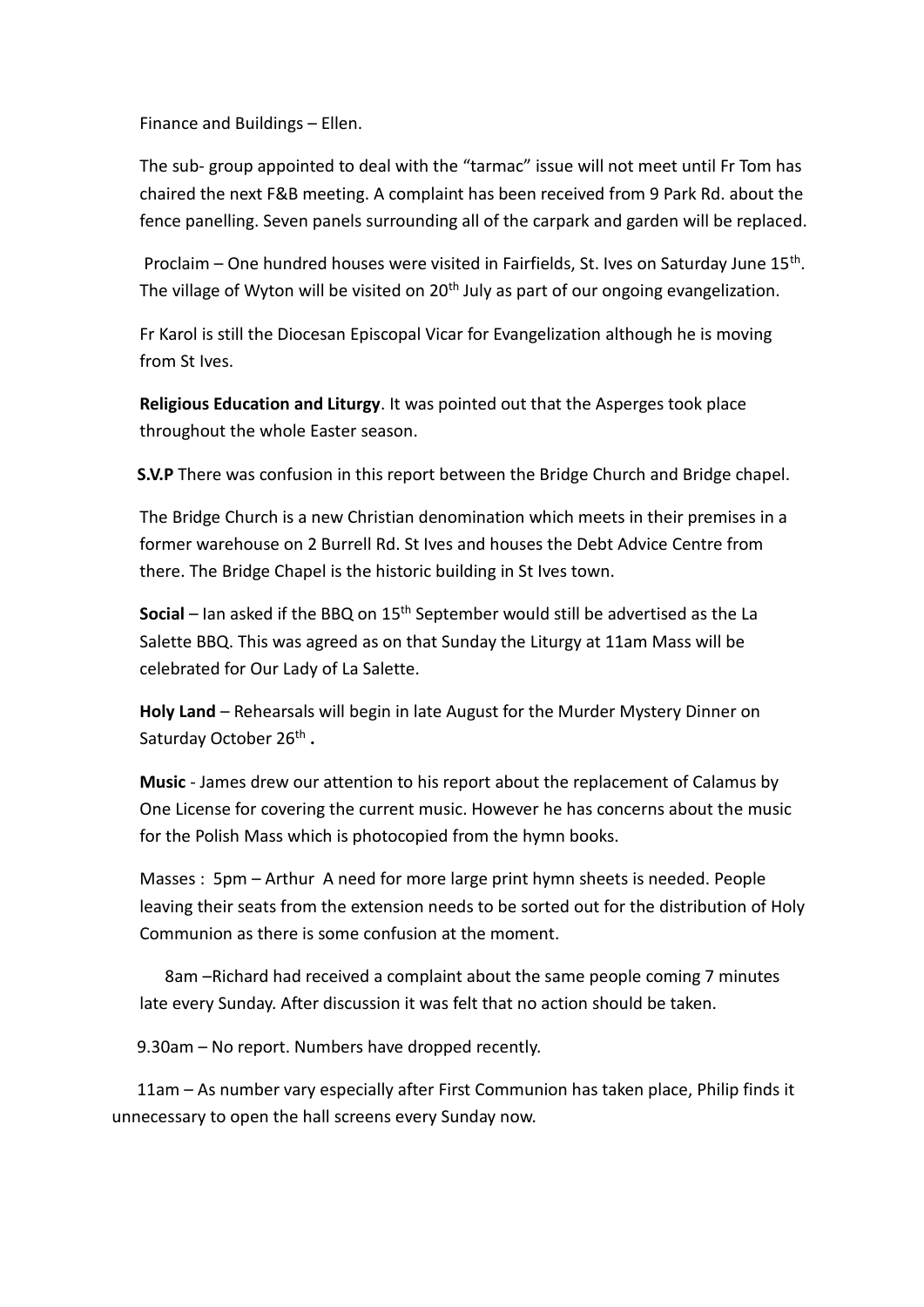Finance and Buildings – Ellen.

The sub- group appointed to deal with the "tarmac" issue will not meet until Fr Tom has chaired the next F&B meeting. A complaint has been received from 9 Park Rd. about the fence panelling. Seven panels surrounding all of the carpark and garden will be replaced.

Proclaim – One hundred houses were visited in Fairfields, St. Ives on Saturday June 15th. The village of Wyton will be visited on 20th July as part of our ongoing evangelization.

Fr Karol is still the Diocesan Episcopal Vicar for Evangelization although he is moving from St Ives.

**Religious Education and Liturgy**. It was pointed out that the Asperges took place throughout the whole Easter season.

**S.V.P** There was confusion in this report between the Bridge Church and Bridge chapel.

The Bridge Church is a new Christian denomination which meets in their premises in a former warehouse on 2 Burrell Rd. St Ives and houses the Debt Advice Centre from there. The Bridge Chapel is the historic building in St Ives town.

**Social** – Ian asked if the BBQ on 15th September would still be advertised as the La Salette BBQ. This was agreed as on that Sunday the Liturgy at 11am Mass will be celebrated for Our Lady of La Salette.

**Holy Land** – Rehearsals will begin in late August for the Murder Mystery Dinner on Saturday October 26th **.**

**Music** - James drew our attention to his report about the replacement of Calamus by One License for covering the current music. However he has concerns about the music for the Polish Mass which is photocopied from the hymn books.

Masses : 5pm – Arthur A need for more large print hymn sheets is needed. People leaving their seats from the extension needs to be sorted out for the distribution of Holy Communion as there is some confusion at the moment.

8am –Richard had received a complaint about the same people coming 7 minutes late every Sunday. After discussion it was felt that no action should be taken.

9.30am – No report. Numbers have dropped recently.

11am – As number vary especially after First Communion has taken place, Philip finds it unnecessary to open the hall screens every Sunday now.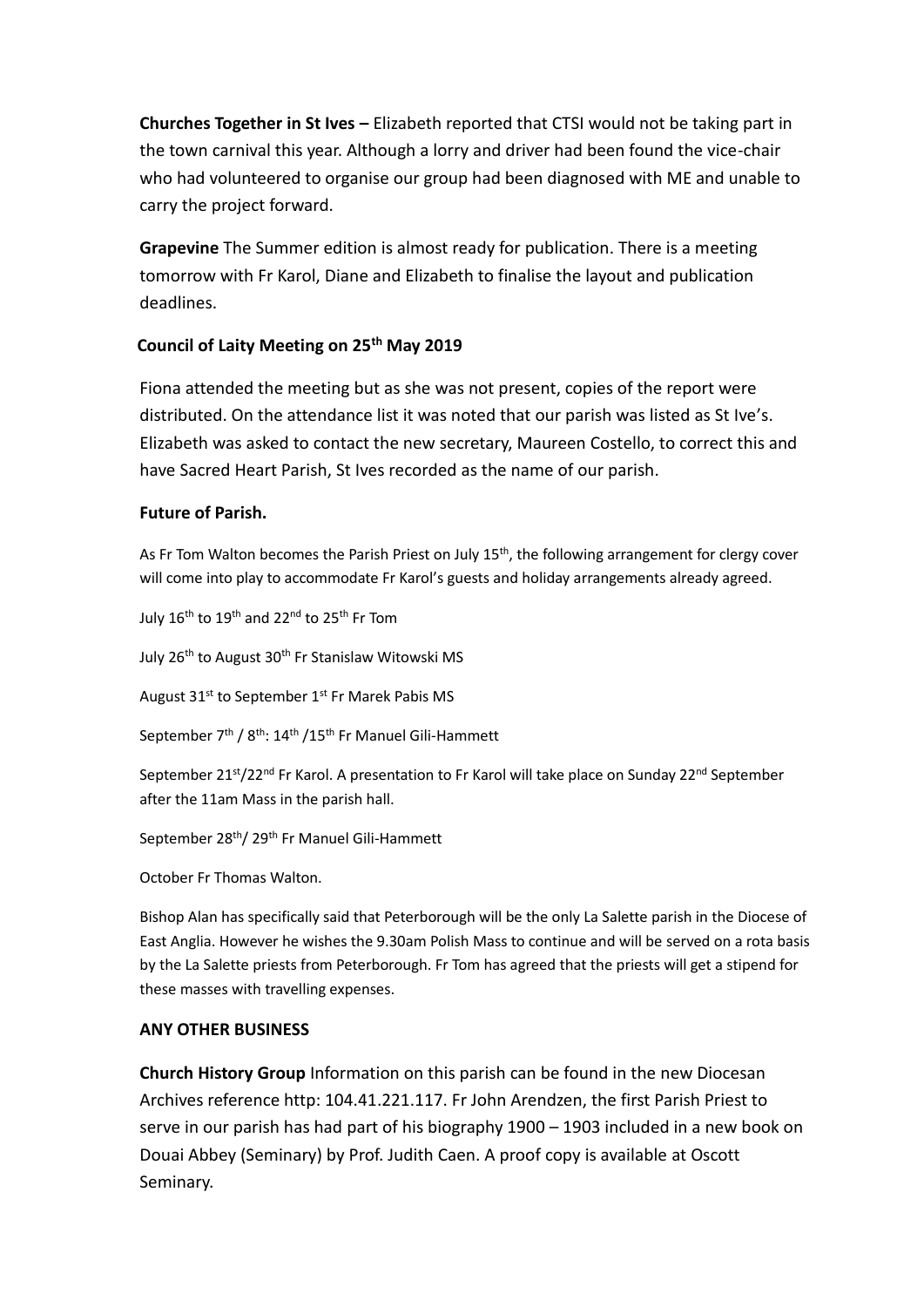**Churches Together in St Ives –** Elizabeth reported that CTSI would not be taking part in the town carnival this year. Although a lorry and driver had been found the vice-chair who had volunteered to organise our group had been diagnosed with ME and unable to carry the project forward.

**Grapevine** The Summer edition is almost ready for publication. There is a meeting tomorrow with Fr Karol, Diane and Elizabeth to finalise the layout and publication deadlines.

**Council of Laity Meeting on 25th May 2019**

Fiona attended the meeting but as she was not present, copies of the report were distributed. On the attendance list it was noted that our parish was listed as St Ive's. Elizabeth was asked to contact the new secretary, Maureen Costello, to correct this and have Sacred Heart Parish, St Ives recorded as the name of our parish.

**Future of Parish.**

As Fr Tom Walton becomes the Parish Priest on July 15th, the following arrangement for clergy cover will come into play to accommodate Fr Karol's guests and holiday arrangements already agreed.

July 16th to 19th and 22nd to 25th Fr Tom

July 26th to August 30th Fr Stanislaw Witowski MS

August 31st to September 1st Fr Marek Pabis MS

September 7th / 8th: 14th /15th Fr Manuel Gili-Hammett

September 21st/22nd Fr Karol. A presentation to Fr Karol will take place on Sunday 22nd September after the 11am Mass in the parish hall.

September 28th/ 29th Fr Manuel Gili-Hammett

October Fr Thomas Walton.

Bishop Alan has specifically said that Peterborough will be the only La Salette parish in the Diocese of East Anglia. However he wishes the 9.30am Polish Mass to continue and will be served on a rota basis by the La Salette priests from Peterborough. Fr Tom has agreed that the priests will get a stipend for these masses with travelling expenses.

**ANY OTHER BUSINESS**

**Church History Group** Information on this parish can be found in the new Diocesan Archives reference http: 104.41.221.117. Fr John Arendzen, the first Parish Priest to serve in our parish has had part of his biography 1900 – 1903 included in a new book on Douai Abbey (Seminary) by Prof. Judith Caen. A proof copy is available at Oscott Seminary.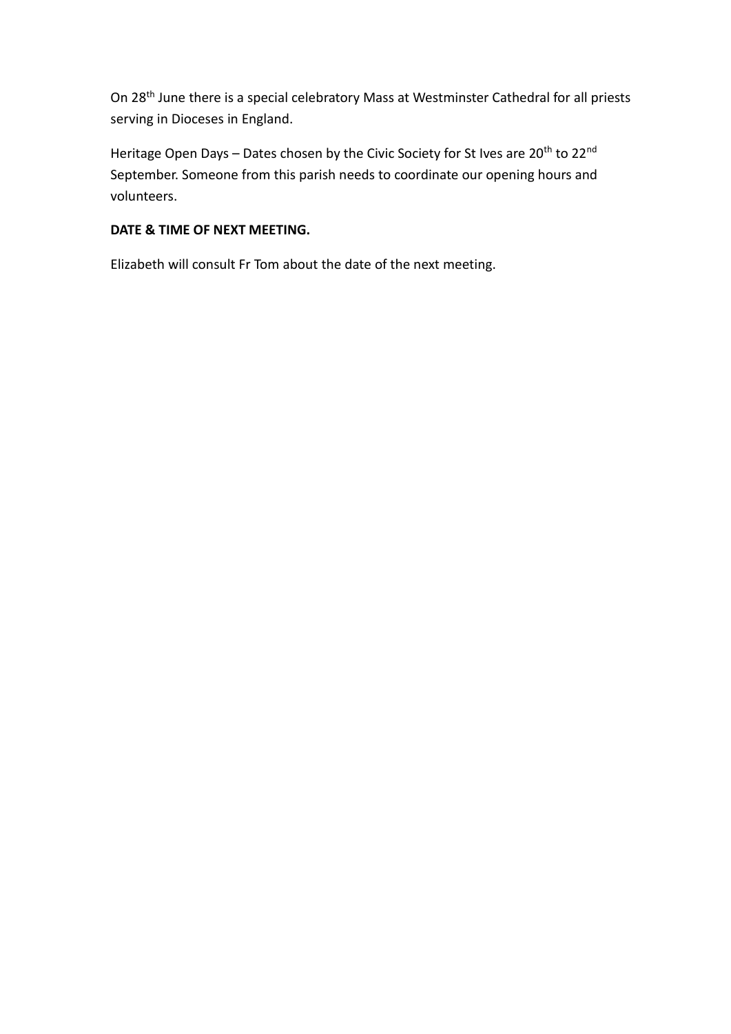On 28th June there is a special celebratory Mass at Westminster Cathedral for all priests serving in Dioceses in England.

Heritage Open Days – Dates chosen by the Civic Society for St Ives are 20th to 22nd September. Someone from this parish needs to coordinate our opening hours and volunteers.

**DATE & TIME OF NEXT MEETING.**

Elizabeth will consult Fr Tom about the date of the next meeting.